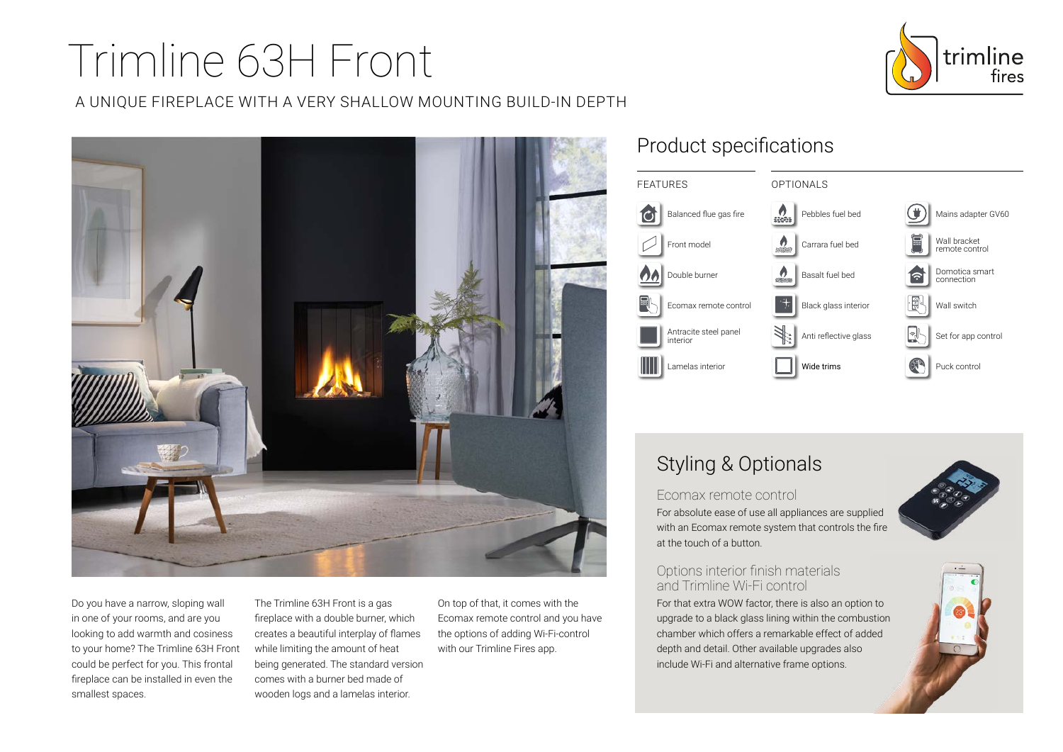# Trimline 63H Front

A UNIQUE FIREPLACE WITH A VERY SHALLOW MOUNTING BUILD-IN DEPTH

Do you have a narrow, sloping wall in one of your rooms, and are you looking to add warmth and cosiness to your home? The Trimline 63H Front could be perfect for you. This frontal fireplace can be installed in even the smallest spaces.

The Trimline 63H Front is a gas fireplace with a double burner, which creates a beautiful interplay of flames while limiting the amount of heat being generated. The standard version comes with a burner bed made of wooden logs and a lamelas interior.

On top of that, it comes with the Ecomax remote control and you have the options of adding Wi-Fi-control with our Trimline Fires app.

## Product specifications

| FEATURES | OPTIONALS | |
|---|---|---|
| Balanced flue gas fire | Pebbles fuel bed | Mains adapter GV60 |
| Front model | Carrara fuel bed | Wall bracket remote control |
| Double burner | Basalt fuel bed | Domotica smart connection |
| Ecomax remote control | Black glass interior | Wall switch |
| Antracite steel panel interior | Anti reflective glass | Set for app control |
| Lamelas interior | Wide trims | Puck control |

## Styling & Optionals

### Ecomax remote control

For absolute ease of use all appliances are supplied with an Ecomax remote system that controls the fire at the touch of a button.

### Options interior finish materials and Trimline Wi-Fi control

For that extra WOW factor, there is also an option to upgrade to a black glass lining within the combustion chamber which offers a remarkable effect of added depth and detail. Other available upgrades also include Wi-Fi and alternative frame options.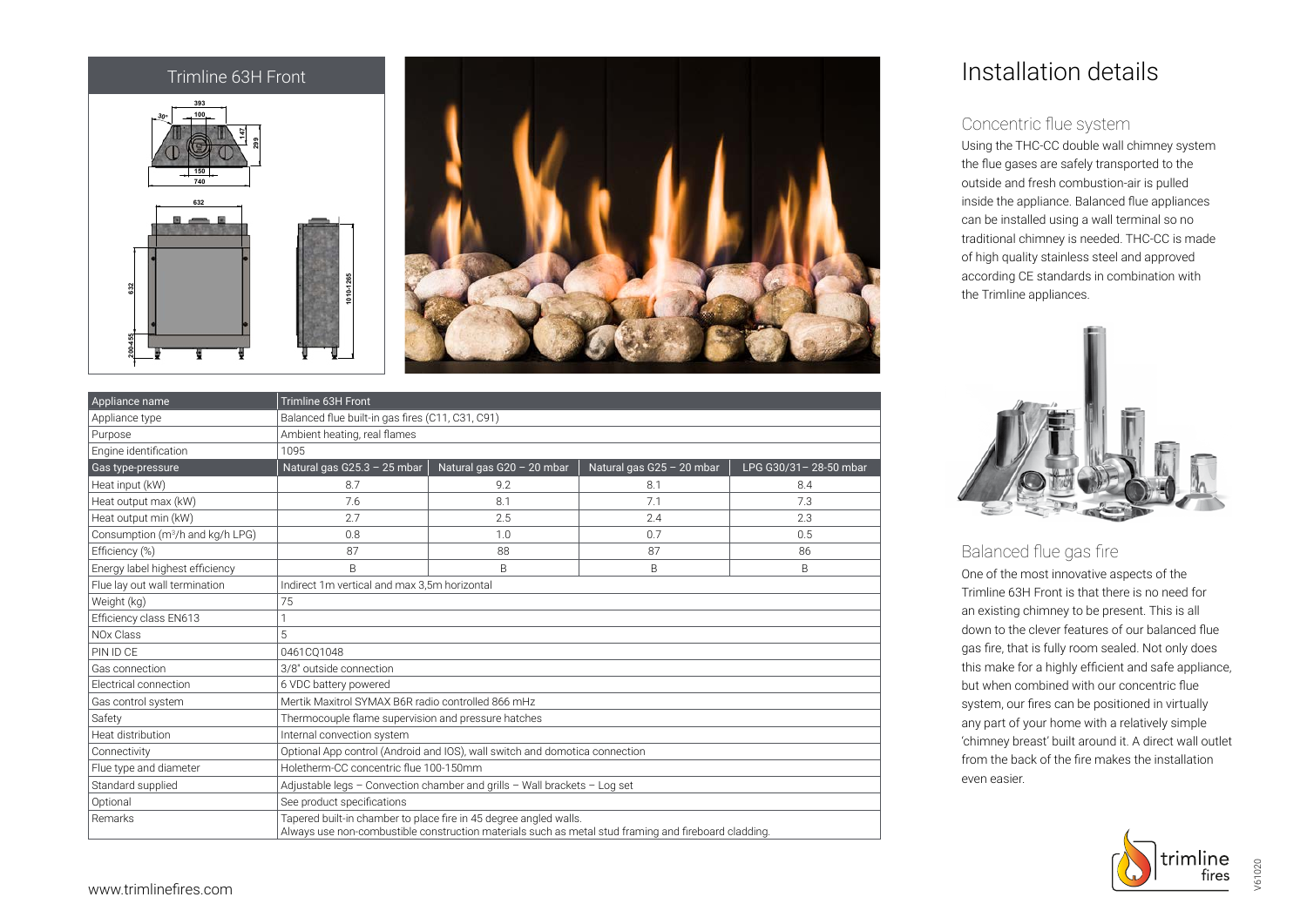## Trimline 63H Front

393
30°
100
147
299
150
740
632
632
200-455
1010-1265

| Appliance name | Trimline 63H Front | | | |
|---|---|---|---|---|
| Appliance type | Balanced flue built-in gas fires (C11, C31, C91) | | | |
| Purpose | Ambient heating, real flames | | | |
| Engine identification | 1095 | | | |
| Gas type-pressure | Natural gas G25.3 – 25 mbar | Natural gas G20 – 20 mbar | Natural gas G25 – 20 mbar | LPG G30/31– 28-50 mbar |
| Heat input (kW) | 8.7 | 9.2 | 8.1 | 8.4 |
| Heat output max (kW) | 7.6 | 8.1 | 7.1 | 7.3 |
| Heat output min (kW) | 2.7 | 2.5 | 2.4 | 2.3 |
| Consumption ($m^3$/h and kg/h LPG) | 0.8 | 1.0 | 0.7 | 0.5 |
| Efficiency (%) | 87 | 88 | 87 | 86 |
| Energy label highest efficiency | B | B | B | B |
| Flue lay out wall termination | Indirect 1m vertical and max 3,5m horizontal | | | |
| Weight (kg) | 75 | | | |
| Efficiency class EN613 | 1 | | | |
| NOx Class | 5 | | | |
| PIN ID CE | 0461CQ1048 | | | |
| Gas connection | 3/8" outside connection | | | |
| Electrical connection | 6 VDC battery powered | | | |
| Gas control system | Mertik Maxitrol SYMAX B6R radio controlled 866 mHz | | | |
| Safety | Thermocouple flame supervision and pressure hatches | | | |
| Heat distribution | Internal convection system | | | |
| Connectivity | Optional App control (Android and IOS), wall switch and domotica connection | | | |
| Flue type and diameter | Holetherm-CC concentric flue 100-150mm | | | |
| Standard supplied | Adjustable legs – Convection chamber and grills – Wall brackets – Log set | | | |
| Optional | See product specifications | | | |
| Remarks | Tapered built-in chamber to place fire in 45 degree angled walls. Always use non-combustible construction materials such as metal stud framing and fireboard cladding. | | | |

# Installation details

## Concentric flue system

Using the THC-CC double wall chimney system the flue gases are safely transported to the outside and fresh combustion-air is pulled inside the appliance. Balanced flue appliances can be installed using a wall terminal so no traditional chimney is needed. THC-CC is made of high quality stainless steel and approved according CE standards in combination with the Trimline appliances.

## Balanced flue gas fire

One of the most innovative aspects of the Trimline 63H Front is that there is no need for an existing chimney to be present. This is all down to the clever features of our balanced flue gas fire, that is fully room sealed. Not only does this make for a highly efficient and safe appliance, but when combined with our concentric flue system, our fires can be positioned in virtually any part of your home with a relatively simple 'chimney breast' built around it. A direct wall outlet from the back of the fire makes the installation even easier.

www.trimlinefires.com

trimline fires

V61020